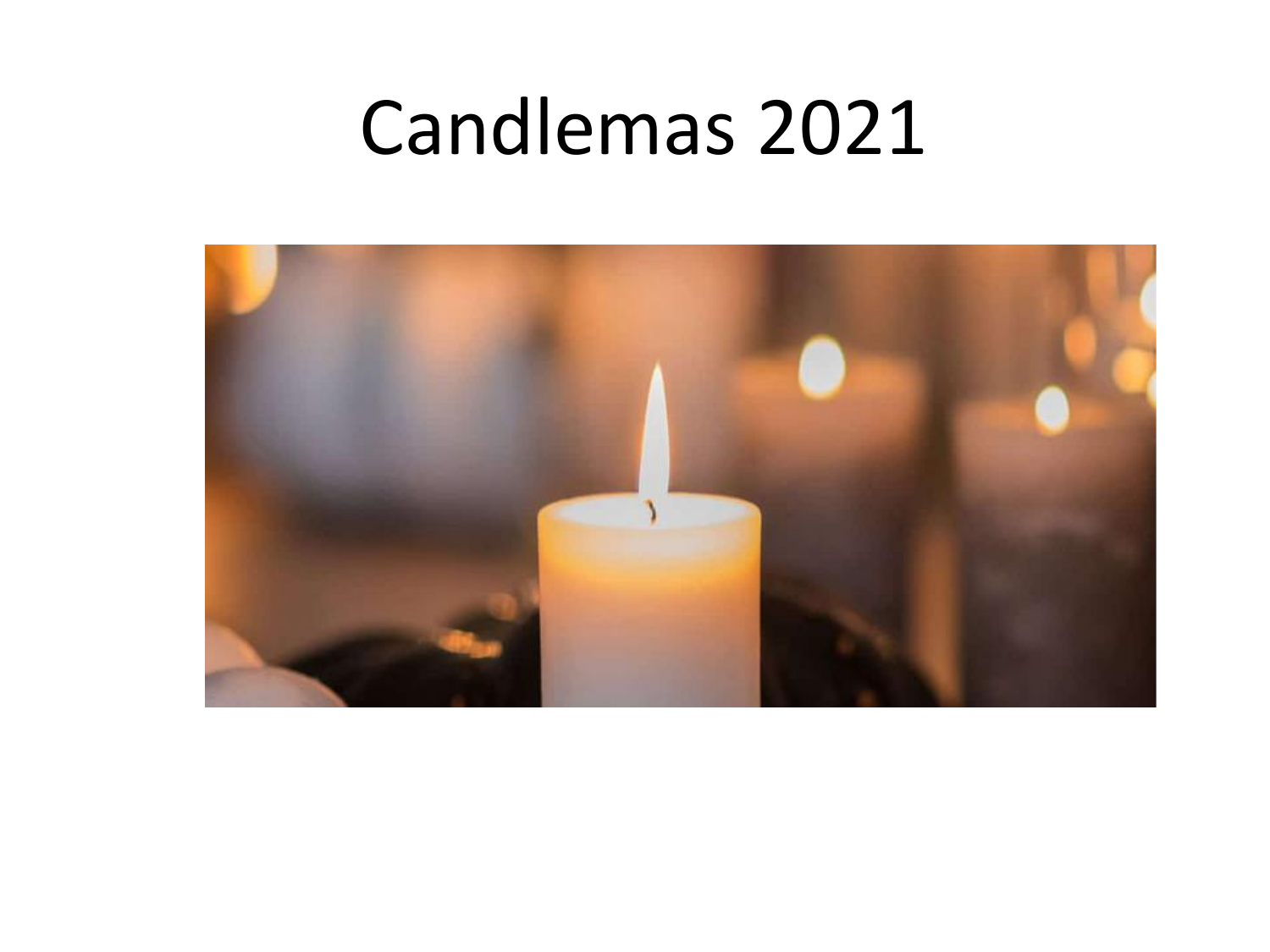# Candlemas 2021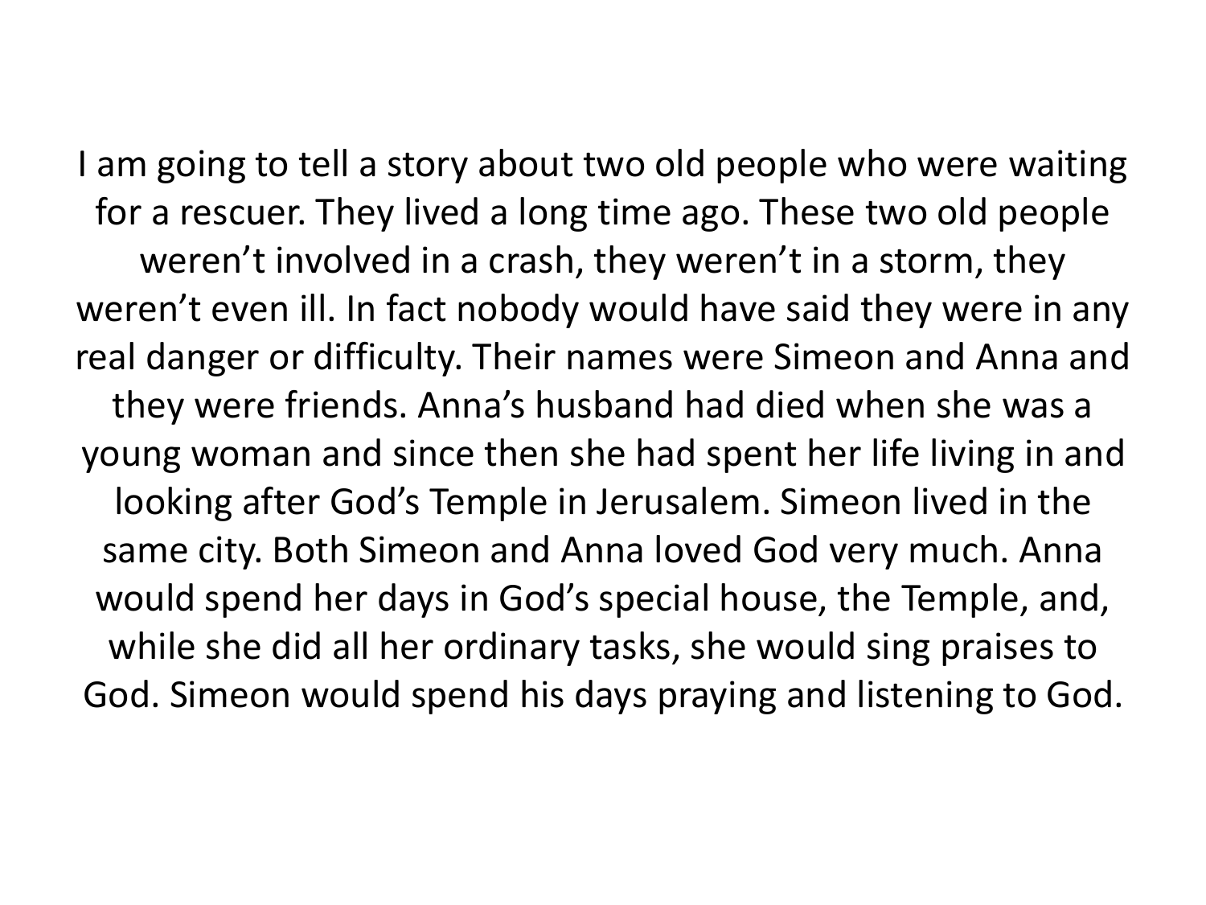I am going to tell a story about two old people who were waiting for a rescuer. They lived a long time ago. These two old people weren't involved in a crash, they weren't in a storm, they weren't even ill. In fact nobody would have said they were in any real danger or difficulty. Their names were Simeon and Anna and they were friends. Anna's husband had died when she was a young woman and since then she had spent her life living in and looking after God's Temple in Jerusalem. Simeon lived in the same city. Both Simeon and Anna loved God very much. Anna would spend her days in God's special house, the Temple, and, while she did all her ordinary tasks, she would sing praises to God. Simeon would spend his days praying and listening to God.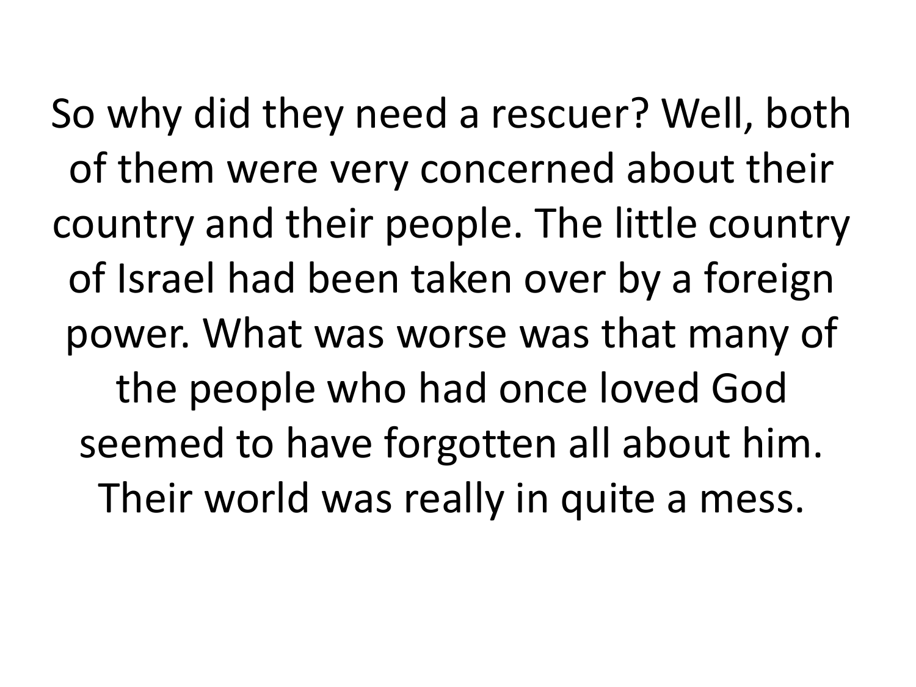So why did they need a rescuer? Well, both of them were very concerned about their country and their people. The little country of Israel had been taken over by a foreign power. What was worse was that many of the people who had once loved God seemed to have forgotten all about him. Their world was really in quite a mess.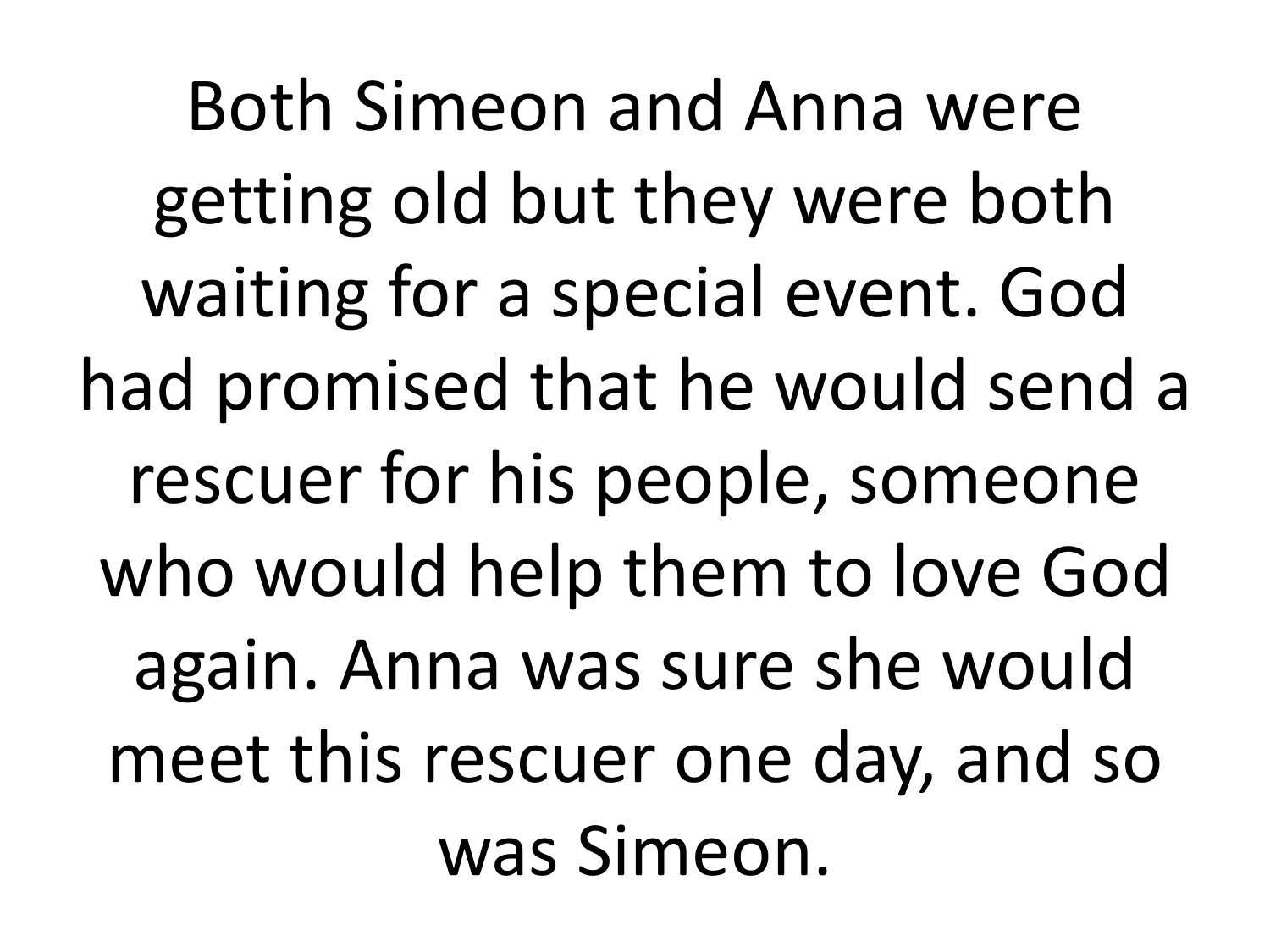Both Simeon and Anna were getting old but they were both waiting for a special event. God had promised that he would send a rescuer for his people, someone who would help them to love God again. Anna was sure she would meet this rescuer one day, and so was Simeon.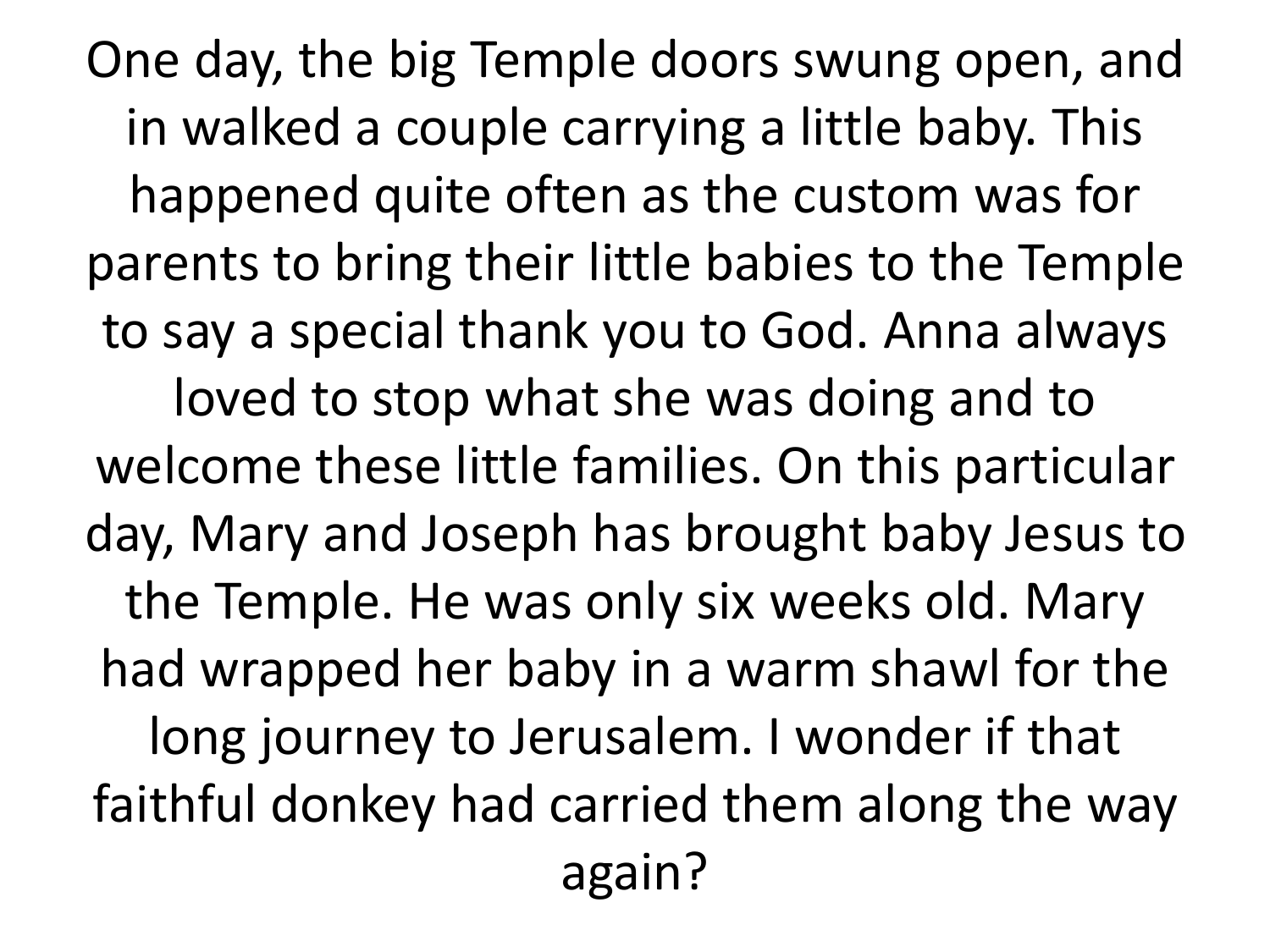One day, the big Temple doors swung open, and in walked a couple carrying a little baby. This happened quite often as the custom was for parents to bring their little babies to the Temple to say a special thank you to God. Anna always loved to stop what she was doing and to welcome these little families. On this particular day, Mary and Joseph has brought baby Jesus to the Temple. He was only six weeks old. Mary had wrapped her baby in a warm shawl for the long journey to Jerusalem. I wonder if that faithful donkey had carried them along the way again?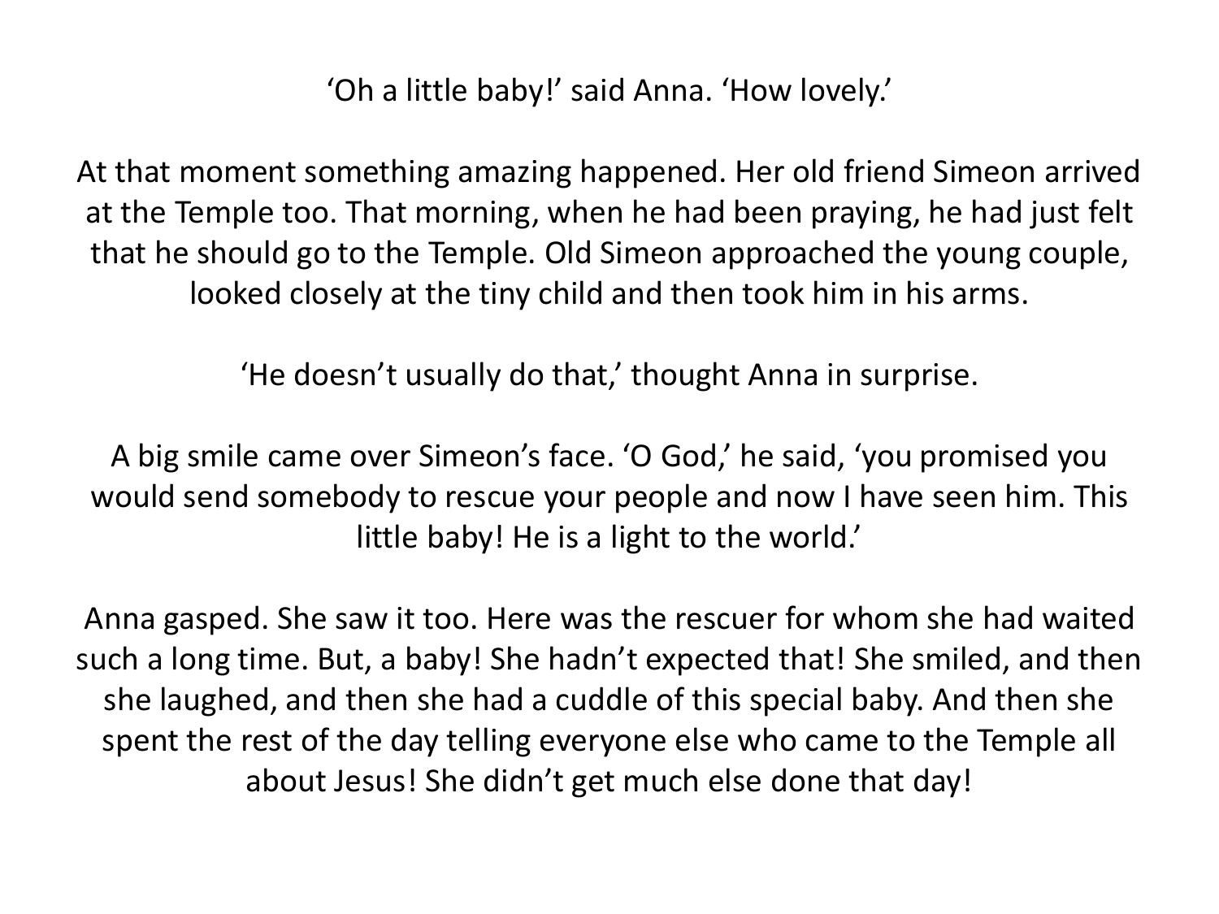'Oh a little baby!' said Anna. 'How lovely.'

At that moment something amazing happened. Her old friend Simeon arrived at the Temple too. That morning, when he had been praying, he had just felt that he should go to the Temple. Old Simeon approached the young couple, looked closely at the tiny child and then took him in his arms.

'He doesn't usually do that,' thought Anna in surprise.

A big smile came over Simeon's face. 'O God,' he said, 'you promised you would send somebody to rescue your people and now I have seen him. This little baby! He is a light to the world.'

Anna gasped. She saw it too. Here was the rescuer for whom she had waited such a long time. But, a baby! She hadn't expected that! She smiled, and then she laughed, and then she had a cuddle of this special baby. And then she spent the rest of the day telling everyone else who came to the Temple all about Jesus! She didn't get much else done that day!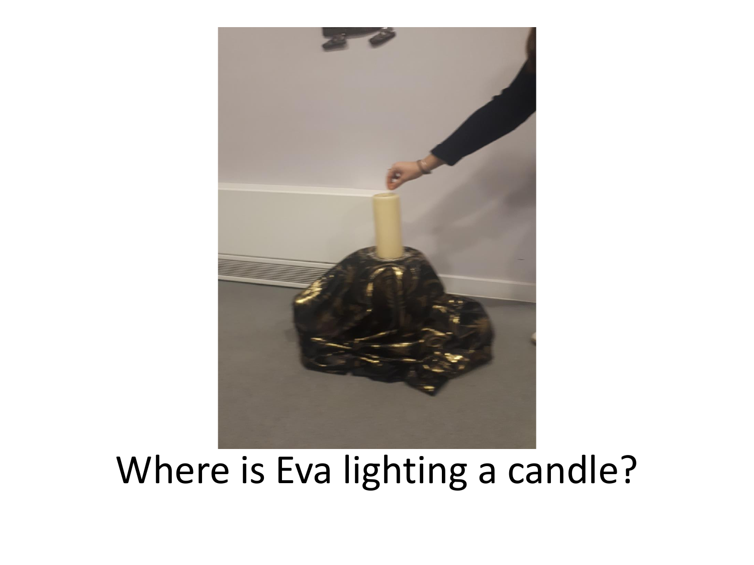Where is Eva lighting a candle?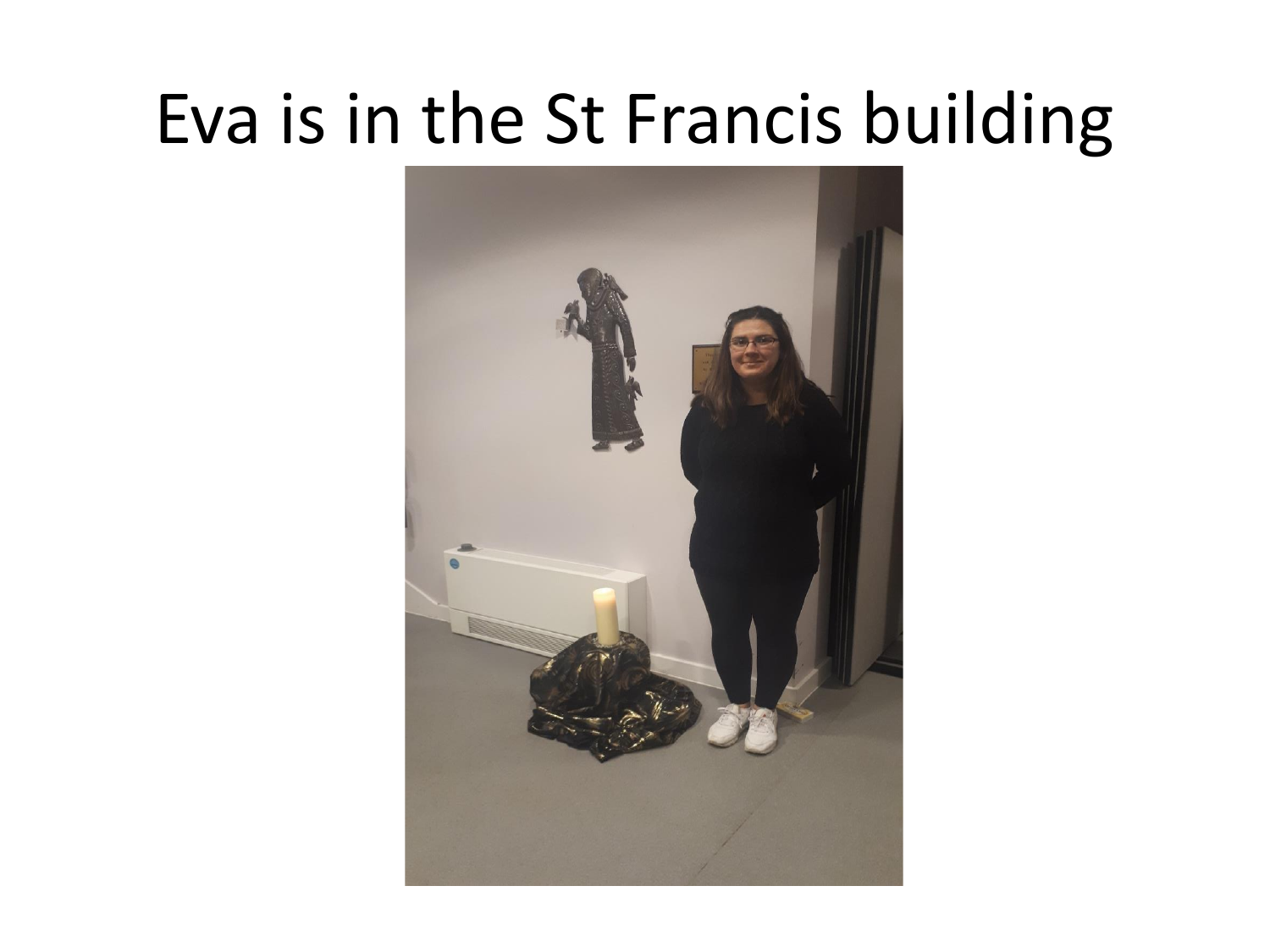# Eva is in the St Francis building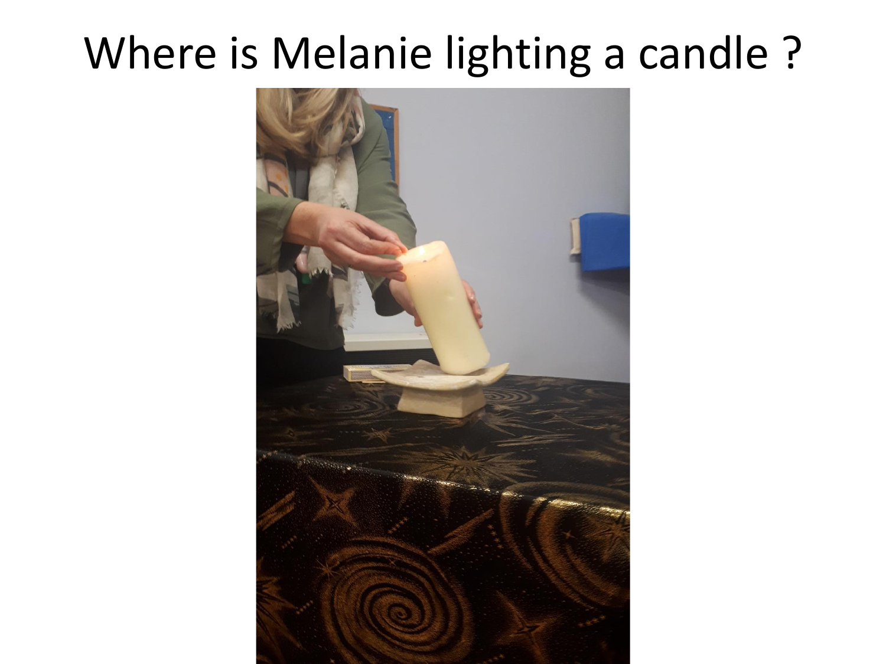# Where is Melanie lighting a candle ?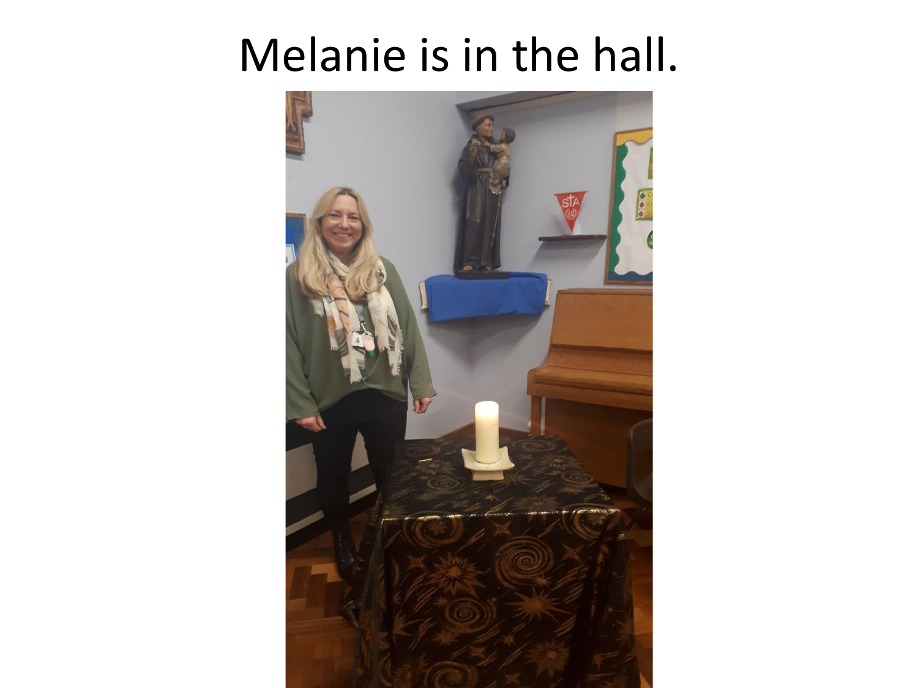# Melanie is in the hall.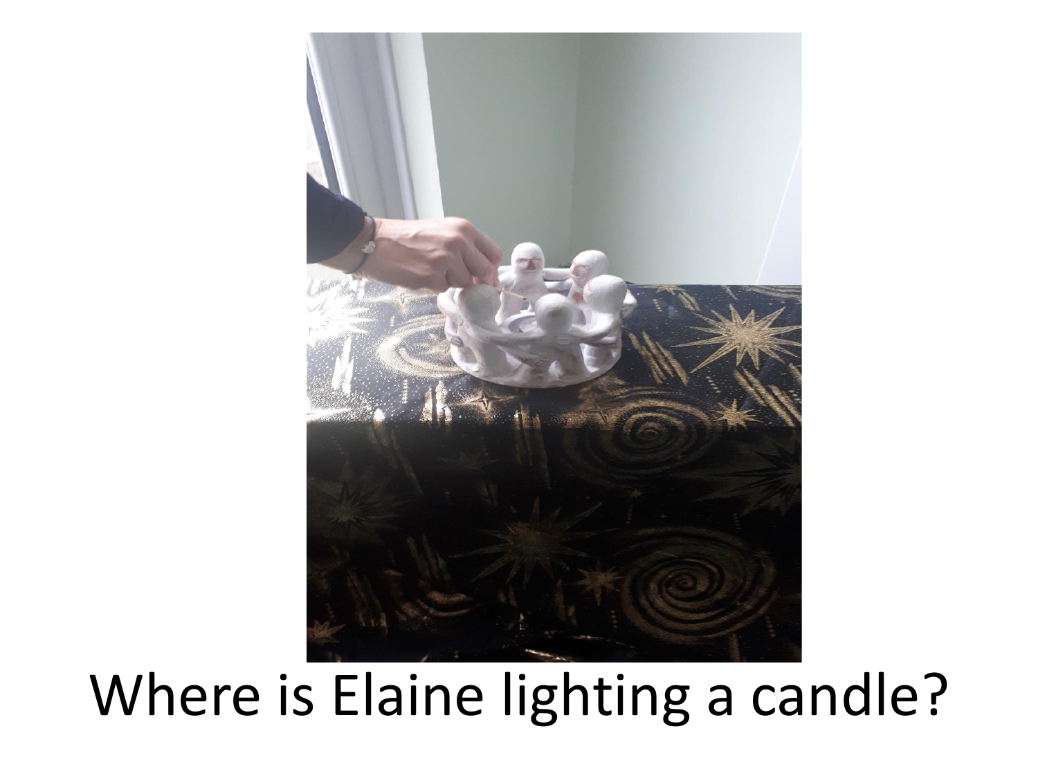Where is Elaine lighting a candle?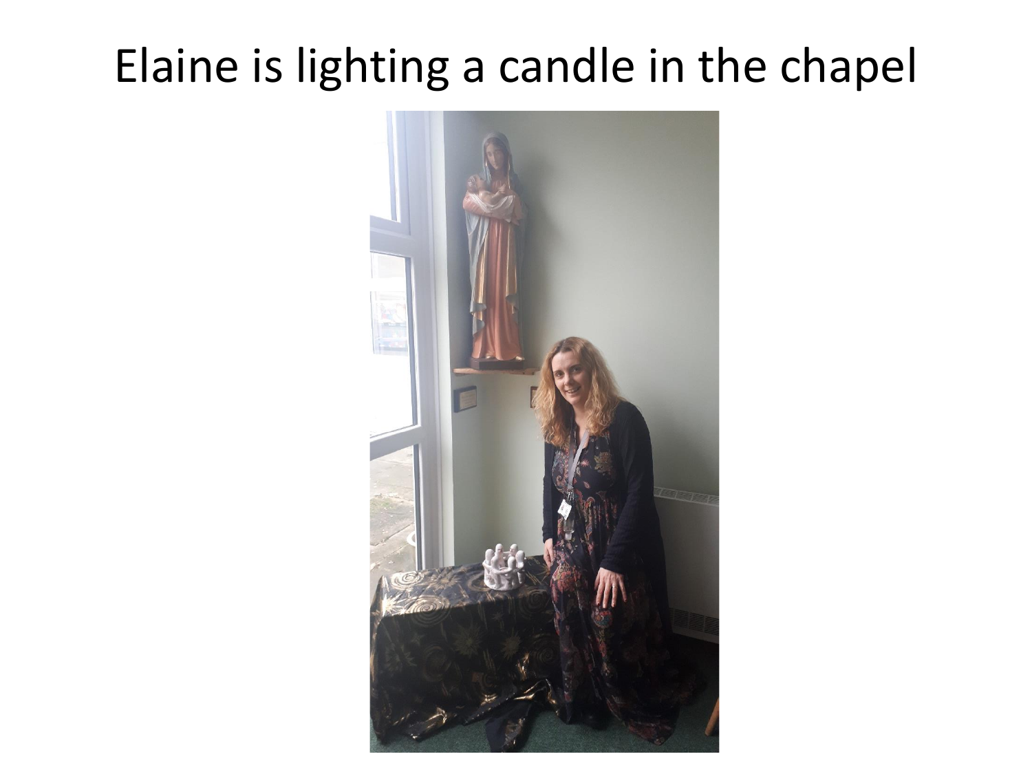# Elaine is lighting a candle in the chapel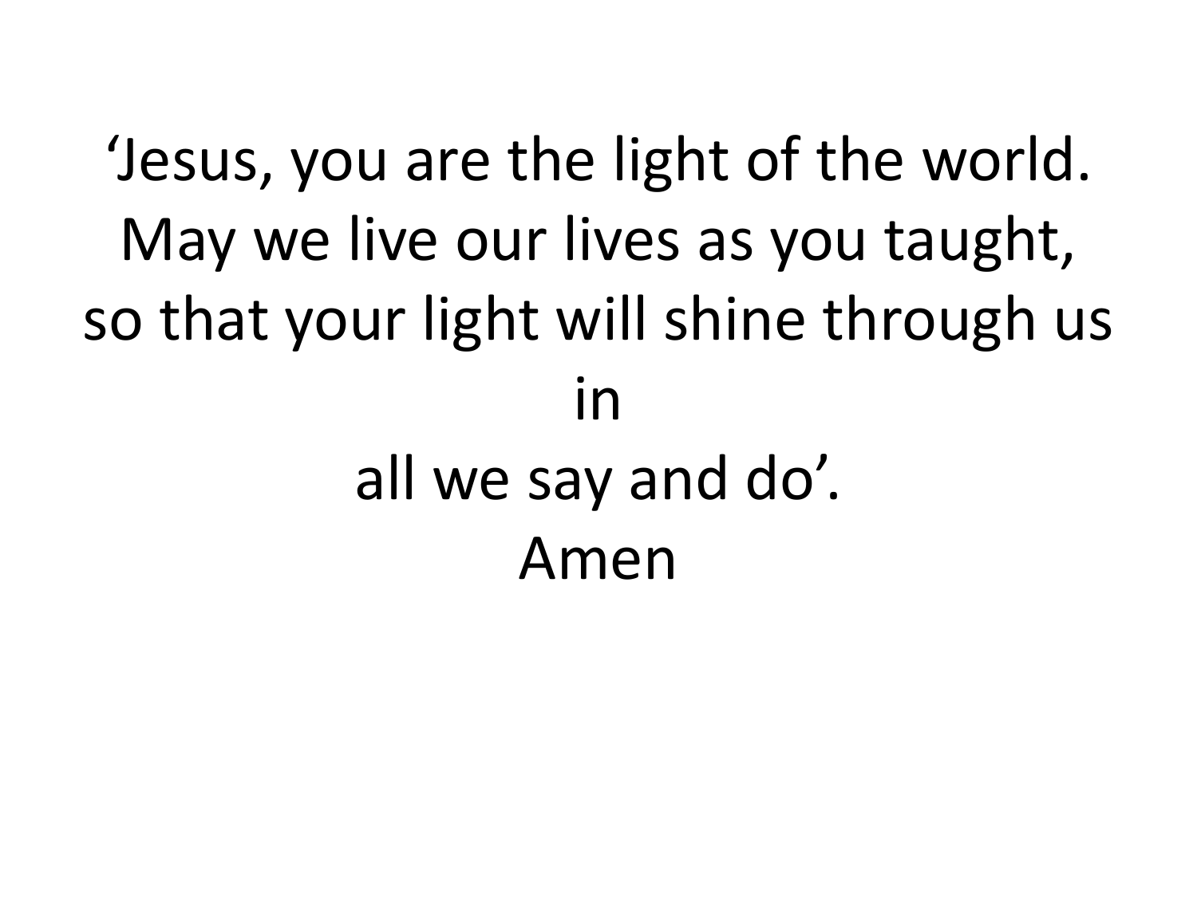‘Jesus, you are the light of the world.
May we live our lives as you taught,
so that your light will shine through us
in
all we say and do’.
Amen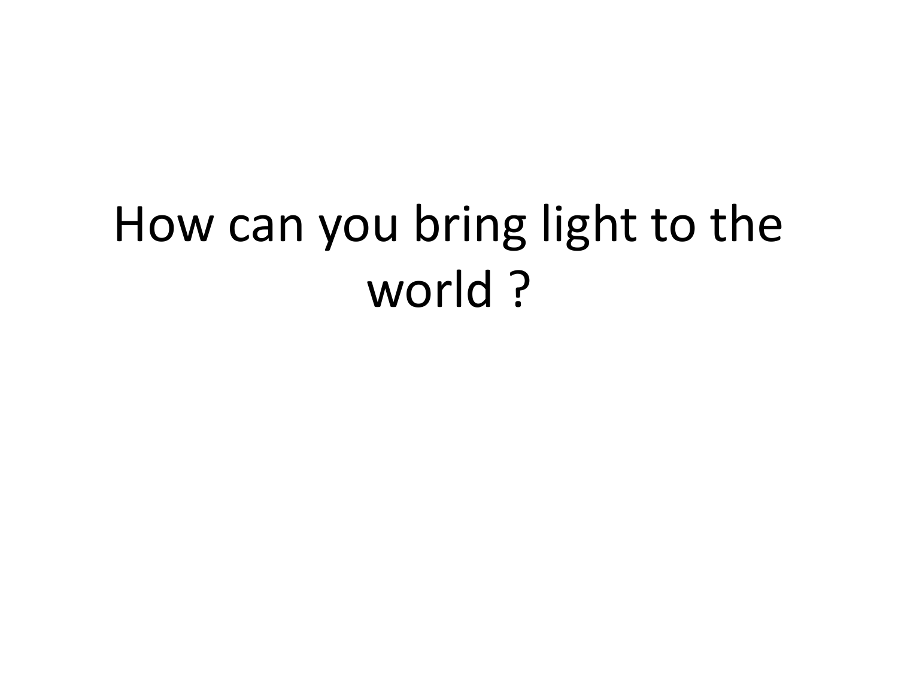# How can you bring light to the world ?